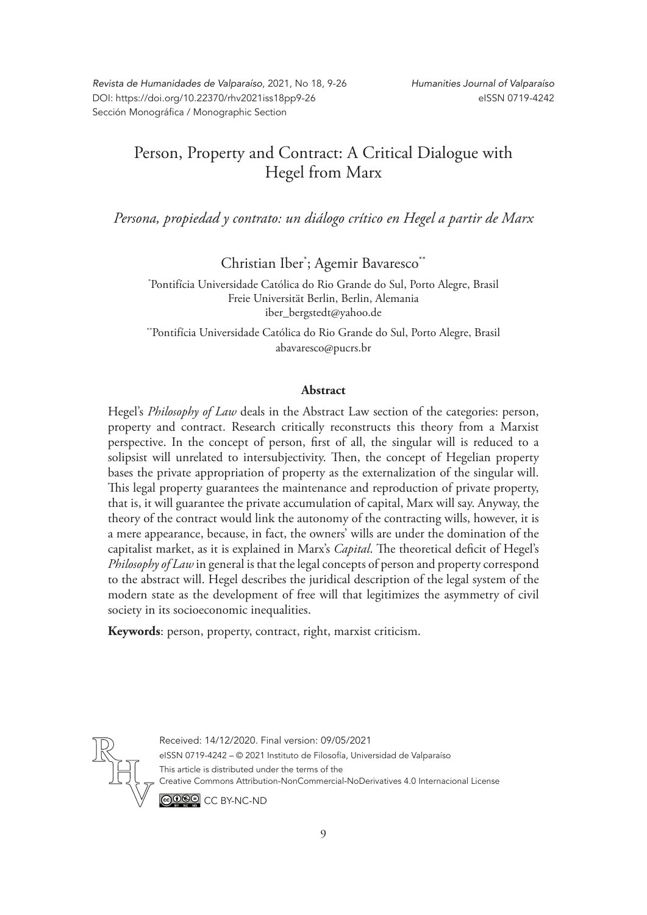# Person, Property and Contract: A Critical Dialogue with Hegel from Marx

*Persona, propiedad y contrato: un diálogo crítico en Hegel a partir de Marx*

Christian Iber[*]; Agemir Bavaresco[**]

[*]Pontifícia Universidade Católica do Rio Grande do Sul, Porto Alegre, Brasil
Freie Universität Berlin, Berlin, Alemania
iber_bergstedt@yahoo.de

[**]Pontifícia Universidade Católica do Rio Grande do Sul, Porto Alegre, Brasil
abavaresco@pucrs.br

### Abstract

Hegel's *Philosophy of Law* deals in the Abstract Law section of the categories: person, property and contract. Research critically reconstructs this theory from a Marxist perspective. In the concept of person, first of all, the singular will is reduced to a solipsist will unrelated to intersubjectivity. Then, the concept of Hegelian property bases the private appropriation of property as the externalization of the singular will. This legal property guarantees the maintenance and reproduction of private property, that is, it will guarantee the private accumulation of capital, Marx will say. Anyway, the theory of the contract would link the autonomy of the contracting wills, however, it is a mere appearance, because, in fact, the owners' wills are under the domination of the capitalist market, as it is explained in Marx's *Capital*. The theoretical deficit of Hegel's *Philosophy of Law* in general is that the legal concepts of person and property correspond to the abstract will. Hegel describes the juridical description of the legal system of the modern state as the development of free will that legitimizes the asymmetry of civil society in its socioeconomic inequalities.

**Keywords**: person, property, contract, right, marxist criticism.

Received: 14/12/2020. Final version: 09/05/2021
eISSN 0719-4242 – © 2021 Instituto de Filosofía, Universidad de Valparaíso
This article is distributed under the terms of the
Creative Commons Attribution-NonCommercial-NoDerivatives 4.0 Internacional License
CC BY-NC-ND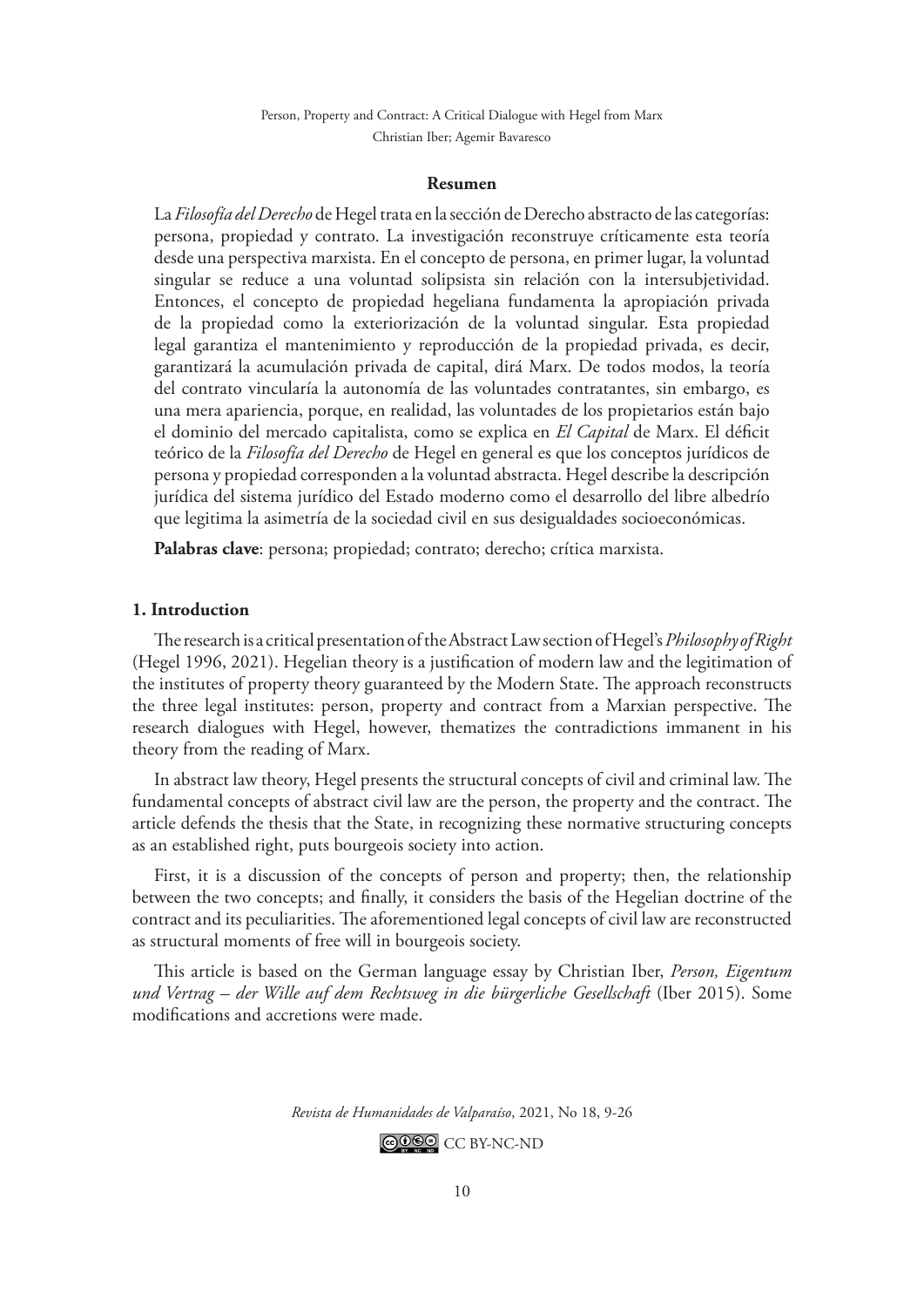**Resumen**

La *Filosofía del Derecho* de Hegel trata en la sección de Derecho abstracto de las categorías: persona, propiedad y contrato. La investigación reconstruye críticamente esta teoría desde una perspectiva marxista. En el concepto de persona, en primer lugar, la voluntad singular se reduce a una voluntad solipsista sin relación con la intersubjetividad. Entonces, el concepto de propiedad hegeliana fundamenta la apropiación privada de la propiedad como la exteriorización de la voluntad singular. Esta propiedad legal garantiza el mantenimiento y reproducción de la propiedad privada, es decir, garantizará la acumulación privada de capital, dirá Marx. De todos modos, la teoría del contrato vincularía la autonomía de las voluntades contratantes, sin embargo, es una mera apariencia, porque, en realidad, las voluntades de los propietarios están bajo el dominio del mercado capitalista, como se explica en *El Capital* de Marx. El déficit teórico de la *Filosofía del Derecho* de Hegel en general es que los conceptos jurídicos de persona y propiedad corresponden a la voluntad abstracta. Hegel describe la descripción jurídica del sistema jurídico del Estado moderno como el desarrollo del libre albedrío que legitima la asimetría de la sociedad civil en sus desigualdades socioeconómicas.

**Palabras clave**: persona; propiedad; contrato; derecho; crítica marxista.

## 1. Introduction

The research is a critical presentation of the Abstract Law section of Hegel's *Philosophy of Right* (Hegel 1996, 2021). Hegelian theory is a justification of modern law and the legitimation of the institutes of property theory guaranteed by the Modern State. The approach reconstructs the three legal institutes: person, property and contract from a Marxian perspective. The research dialogues with Hegel, however, thematizes the contradictions immanent in his theory from the reading of Marx.

In abstract law theory, Hegel presents the structural concepts of civil and criminal law. The fundamental concepts of abstract civil law are the person, the property and the contract. The article defends the thesis that the State, in recognizing these normative structuring concepts as an established right, puts bourgeois society into action.

First, it is a discussion of the concepts of person and property; then, the relationship between the two concepts; and finally, it considers the basis of the Hegelian doctrine of the contract and its peculiarities. The aforementioned legal concepts of civil law are reconstructed as structural moments of free will in bourgeois society.

This article is based on the German language essay by Christian Iber, *Person, Eigentum und Vertrag – der Wille auf dem Rechtsweg in die bürgerliche Gesellschaft* (Iber 2015). Some modifications and accretions were made.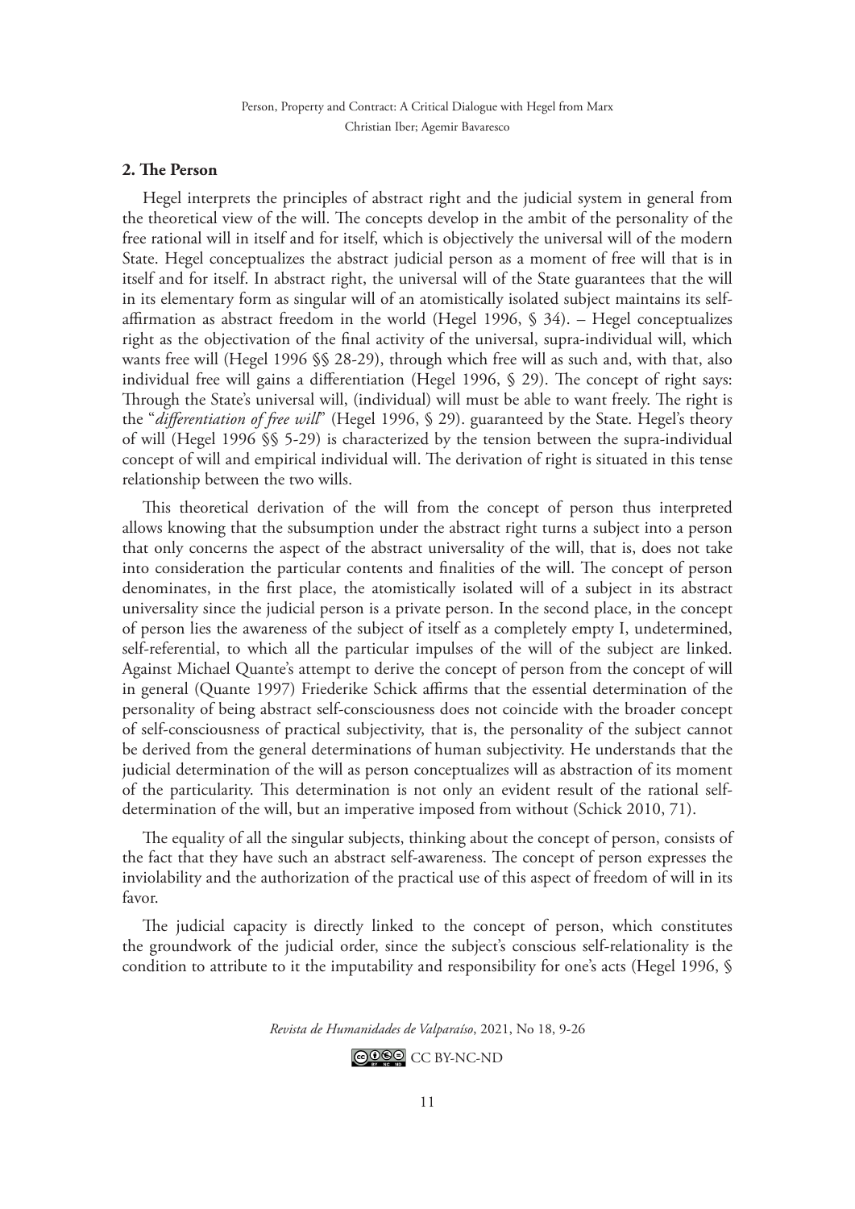## 2. The Person

Hegel interprets the principles of abstract right and the judicial system in general from the theoretical view of the will. The concepts develop in the ambit of the personality of the free rational will in itself and for itself, which is objectively the universal will of the modern State. Hegel conceptualizes the abstract judicial person as a moment of free will that is in itself and for itself. In abstract right, the universal will of the State guarantees that the will in its elementary form as singular will of an atomistically isolated subject maintains its self-affirmation as abstract freedom in the world (Hegel 1996, § 34). – Hegel conceptualizes right as the objectivation of the final activity of the universal, supra-individual will, which wants free will (Hegel 1996 §§ 28-29), through which free will as such and, with that, also individual free will gains a differentiation (Hegel 1996, § 29). The concept of right says: Through the State's universal will, (individual) will must be able to want freely. The right is the "*differentiation of free will*" (Hegel 1996, § 29). guaranteed by the State. Hegel's theory of will (Hegel 1996 §§ 5-29) is characterized by the tension between the supra-individual concept of will and empirical individual will. The derivation of right is situated in this tense relationship between the two wills.

This theoretical derivation of the will from the concept of person thus interpreted allows knowing that the subsumption under the abstract right turns a subject into a person that only concerns the aspect of the abstract universality of the will, that is, does not take into consideration the particular contents and finalities of the will. The concept of person denominates, in the first place, the atomistically isolated will of a subject in its abstract universality since the judicial person is a private person. In the second place, in the concept of person lies the awareness of the subject of itself as a completely empty I, undetermined, self-referential, to which all the particular impulses of the will of the subject are linked. Against Michael Quante's attempt to derive the concept of person from the concept of will in general (Quante 1997) Friederike Schick affirms that the essential determination of the personality of being abstract self-consciousness does not coincide with the broader concept of self-consciousness of practical subjectivity, that is, the personality of the subject cannot be derived from the general determinations of human subjectivity. He understands that the judicial determination of the will as person conceptualizes will as abstraction of its moment of the particularity. This determination is not only an evident result of the rational self-determination of the will, but an imperative imposed from without (Schick 2010, 71).

The equality of all the singular subjects, thinking about the concept of person, consists of the fact that they have such an abstract self-awareness. The concept of person expresses the inviolability and the authorization of the practical use of this aspect of freedom of will in its favor.

The judicial capacity is directly linked to the concept of person, which constitutes the groundwork of the judicial order, since the subject's conscious self-relationality is the condition to attribute to it the imputability and responsibility for one's acts (Hegel 1996, §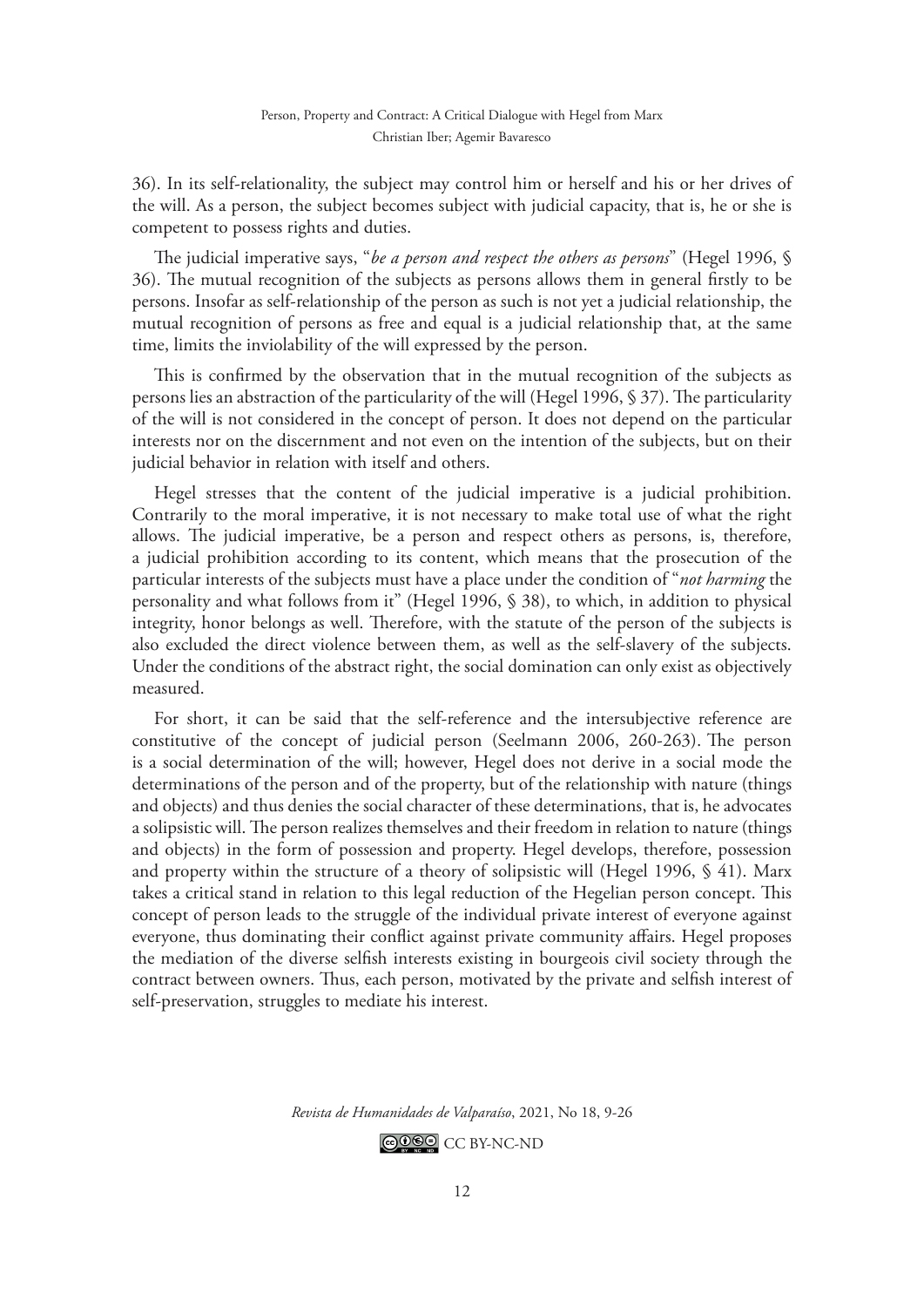36). In its self-relationality, the subject may control him or herself and his or her drives of the will. As a person, the subject becomes subject with judicial capacity, that is, he or she is competent to possess rights and duties.

The judicial imperative says, "*be a person and respect the others as persons*" (Hegel 1996, § 36). The mutual recognition of the subjects as persons allows them in general firstly to be persons. Insofar as self-relationship of the person as such is not yet a judicial relationship, the mutual recognition of persons as free and equal is a judicial relationship that, at the same time, limits the inviolability of the will expressed by the person.

This is confirmed by the observation that in the mutual recognition of the subjects as persons lies an abstraction of the particularity of the will (Hegel 1996, § 37). The particularity of the will is not considered in the concept of person. It does not depend on the particular interests nor on the discernment and not even on the intention of the subjects, but on their judicial behavior in relation with itself and others.

Hegel stresses that the content of the judicial imperative is a judicial prohibition. Contrarily to the moral imperative, it is not necessary to make total use of what the right allows. The judicial imperative, be a person and respect others as persons, is, therefore, a judicial prohibition according to its content, which means that the prosecution of the particular interests of the subjects must have a place under the condition of "*not harming* the personality and what follows from it" (Hegel 1996, § 38), to which, in addition to physical integrity, honor belongs as well. Therefore, with the statute of the person of the subjects is also excluded the direct violence between them, as well as the self-slavery of the subjects. Under the conditions of the abstract right, the social domination can only exist as objectively measured.

For short, it can be said that the self-reference and the intersubjective reference are constitutive of the concept of judicial person (Seelmann 2006, 260-263). The person is a social determination of the will; however, Hegel does not derive in a social mode the determinations of the person and of the property, but of the relationship with nature (things and objects) and thus denies the social character of these determinations, that is, he advocates a solipsistic will. The person realizes themselves and their freedom in relation to nature (things and objects) in the form of possession and property. Hegel develops, therefore, possession and property within the structure of a theory of solipsistic will (Hegel 1996, § 41). Marx takes a critical stand in relation to this legal reduction of the Hegelian person concept. This concept of person leads to the struggle of the individual private interest of everyone against everyone, thus dominating their conflict against private community affairs. Hegel proposes the mediation of the diverse selfish interests existing in bourgeois civil society through the contract between owners. Thus, each person, motivated by the private and selfish interest of self-preservation, struggles to mediate his interest.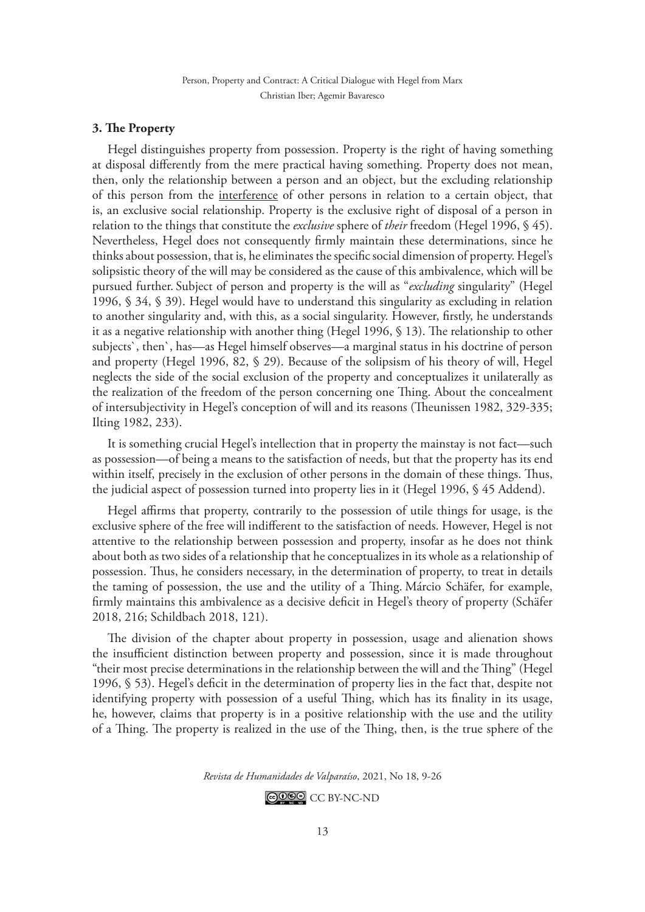### 3. The Property

Hegel distinguishes property from possession. Property is the right of having something at disposal differently from the mere practical having something. Property does not mean, then, only the relationship between a person and an object, but the excluding relationship of this person from the interference of other persons in relation to a certain object, that is, an exclusive social relationship. Property is the exclusive right of disposal of a person in relation to the things that constitute the *exclusive* sphere of *their* freedom (Hegel 1996, § 45). Nevertheless, Hegel does not consequently firmly maintain these determinations, since he thinks about possession, that is, he eliminates the specific social dimension of property. Hegel's solipsistic theory of the will may be considered as the cause of this ambivalence, which will be pursued further. Subject of person and property is the will as "*excluding* singularity" (Hegel 1996, § 34, § 39). Hegel would have to understand this singularity as excluding in relation to another singularity and, with this, as a social singularity. However, firstly, he understands it as a negative relationship with another thing (Hegel 1996, § 13). The relationship to other subjects`, then`, has—as Hegel himself observes—a marginal status in his doctrine of person and property (Hegel 1996, 82, § 29). Because of the solipsism of his theory of will, Hegel neglects the side of the social exclusion of the property and conceptualizes it unilaterally as the realization of the freedom of the person concerning one Thing. About the concealment of intersubjectivity in Hegel's conception of will and its reasons (Theunissen 1982, 329-335; Ilting 1982, 233).

It is something crucial Hegel's intellection that in property the mainstay is not fact—such as possession—of being a means to the satisfaction of needs, but that the property has its end within itself, precisely in the exclusion of other persons in the domain of these things. Thus, the judicial aspect of possession turned into property lies in it (Hegel 1996, § 45 Addend).

Hegel affirms that property, contrarily to the possession of utile things for usage, is the exclusive sphere of the free will indifferent to the satisfaction of needs. However, Hegel is not attentive to the relationship between possession and property, insofar as he does not think about both as two sides of a relationship that he conceptualizes in its whole as a relationship of possession. Thus, he considers necessary, in the determination of property, to treat in details the taming of possession, the use and the utility of a Thing. Márcio Schäfer, for example, firmly maintains this ambivalence as a decisive deficit in Hegel's theory of property (Schäfer 2018, 216; Schildbach 2018, 121).

The division of the chapter about property in possession, usage and alienation shows the insufficient distinction between property and possession, since it is made throughout "their most precise determinations in the relationship between the will and the Thing" (Hegel 1996, § 53). Hegel's deficit in the determination of property lies in the fact that, despite not identifying property with possession of a useful Thing, which has its finality in its usage, he, however, claims that property is in a positive relationship with the use and the utility of a Thing. The property is realized in the use of the Thing, then, is the true sphere of the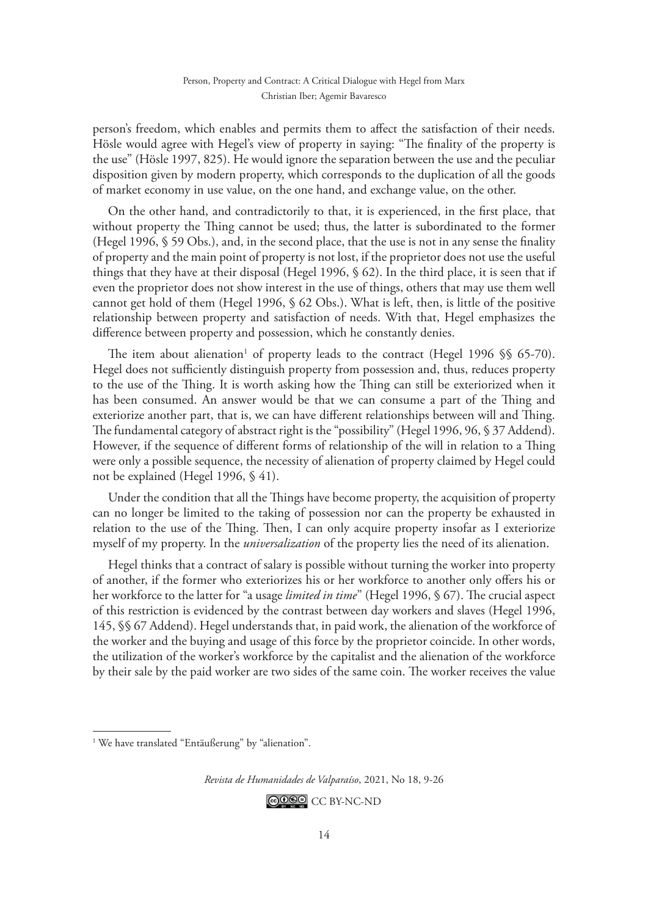person's freedom, which enables and permits them to affect the satisfaction of their needs. Hösle would agree with Hegel's view of property in saying: "The finality of the property is the use" (Hösle 1997, 825). He would ignore the separation between the use and the peculiar disposition given by modern property, which corresponds to the duplication of all the goods of market economy in use value, on the one hand, and exchange value, on the other.

On the other hand, and contradictorily to that, it is experienced, in the first place, that without property the Thing cannot be used; thus, the latter is subordinated to the former (Hegel 1996, § 59 Obs.), and, in the second place, that the use is not in any sense the finality of property and the main point of property is not lost, if the proprietor does not use the useful things that they have at their disposal (Hegel 1996, § 62). In the third place, it is seen that if even the proprietor does not show interest in the use of things, others that may use them well cannot get hold of them (Hegel 1996, § 62 Obs.). What is left, then, is little of the positive relationship between property and satisfaction of needs. With that, Hegel emphasizes the difference between property and possession, which he constantly denies.

The item about alienation[1] of property leads to the contract (Hegel 1996 §§ 65-70). Hegel does not sufficiently distinguish property from possession and, thus, reduces property to the use of the Thing. It is worth asking how the Thing can still be exteriorized when it has been consumed. An answer would be that we can consume a part of the Thing and exteriorize another part, that is, we can have different relationships between will and Thing. The fundamental category of abstract right is the "possibility" (Hegel 1996, 96, § 37 Addend). However, if the sequence of different forms of relationship of the will in relation to a Thing were only a possible sequence, the necessity of alienation of property claimed by Hegel could not be explained (Hegel 1996, § 41).

Under the condition that all the Things have become property, the acquisition of property can no longer be limited to the taking of possession nor can the property be exhausted in relation to the use of the Thing. Then, I can only acquire property insofar as I exteriorize myself of my property. In the *universalization* of the property lies the need of its alienation.

Hegel thinks that a contract of salary is possible without turning the worker into property of another, if the former who exteriorizes his or her workforce to another only offers his or her workforce to the latter for "a usage *limited in time*" (Hegel 1996, § 67). The crucial aspect of this restriction is evidenced by the contrast between day workers and slaves (Hegel 1996, 145, §§ 67 Addend). Hegel understands that, in paid work, the alienation of the workforce of the worker and the buying and usage of this force by the proprietor coincide. In other words, the utilization of the worker's workforce by the capitalist and the alienation of the workforce by their sale by the paid worker are two sides of the same coin. The worker receives the value

---

[1] We have translated "Entäußerung" by "alienation".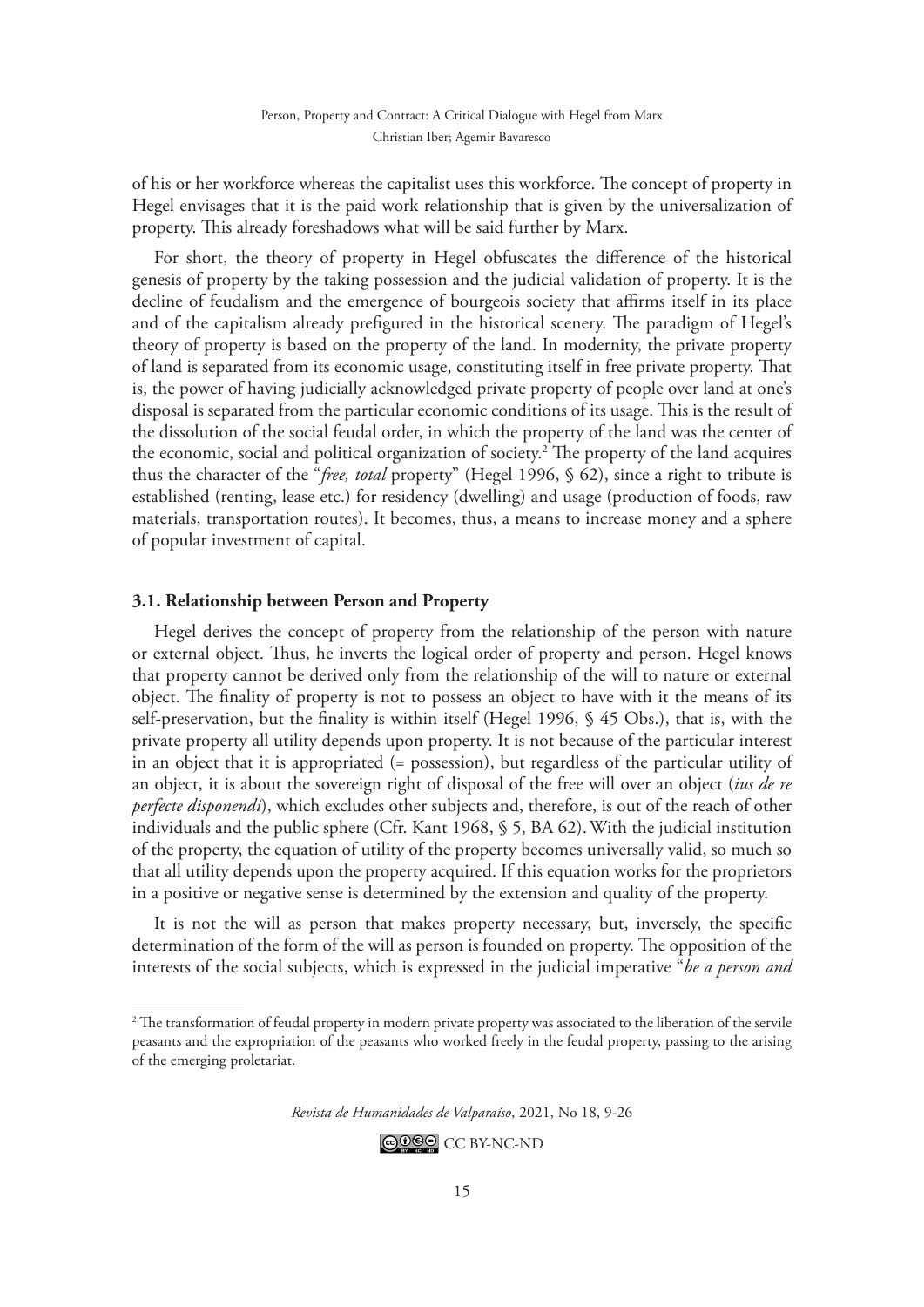of his or her workforce whereas the capitalist uses this workforce. The concept of property in Hegel envisages that it is the paid work relationship that is given by the universalization of property. This already foreshadows what will be said further by Marx.

For short, the theory of property in Hegel obfuscates the difference of the historical genesis of property by the taking possession and the judicial validation of property. It is the decline of feudalism and the emergence of bourgeois society that affirms itself in its place and of the capitalism already prefigured in the historical scenery. The paradigm of Hegel's theory of property is based on the property of the land. In modernity, the private property of land is separated from its economic usage, constituting itself in free private property. That is, the power of having judicially acknowledged private property of people over land at one's disposal is separated from the particular economic conditions of its usage. This is the result of the dissolution of the social feudal order, in which the property of the land was the center of the economic, social and political organization of society.[2] The property of the land acquires thus the character of the "*free, total* property" (Hegel 1996, § 62), since a right to tribute is established (renting, lease etc.) for residency (dwelling) and usage (production of foods, raw materials, transportation routes). It becomes, thus, a means to increase money and a sphere of popular investment of capital.

### 3.1. Relationship between Person and Property

Hegel derives the concept of property from the relationship of the person with nature or external object. Thus, he inverts the logical order of property and person. Hegel knows that property cannot be derived only from the relationship of the will to nature or external object. The finality of property is not to possess an object to have with it the means of its self-preservation, but the finality is within itself (Hegel 1996, § 45 Obs.), that is, with the private property all utility depends upon property. It is not because of the particular interest in an object that it is appropriated (= possession), but regardless of the particular utility of an object, it is about the sovereign right of disposal of the free will over an object (*ius de re perfecte disponendi*), which excludes other subjects and, therefore, is out of the reach of other individuals and the public sphere (Cfr. Kant 1968, § 5, BA 62). With the judicial institution of the property, the equation of utility of the property becomes universally valid, so much so that all utility depends upon the property acquired. If this equation works for the proprietors in a positive or negative sense is determined by the extension and quality of the property.

It is not the will as person that makes property necessary, but, inversely, the specific determination of the form of the will as person is founded on property. The opposition of the interests of the social subjects, which is expressed in the judicial imperative "*be a person and*

[2] The transformation of feudal property in modern private property was associated to the liberation of the servile peasants and the expropriation of the peasants who worked freely in the feudal property, passing to the arising of the emerging proletariat.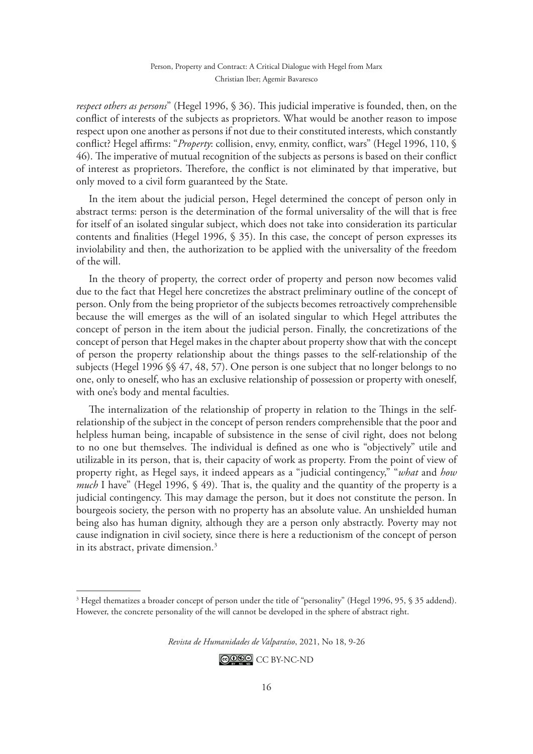*respect others as persons*" (Hegel 1996, § 36). This judicial imperative is founded, then, on the conflict of interests of the subjects as proprietors. What would be another reason to impose respect upon one another as persons if not due to their constituted interests, which constantly conflict? Hegel affirms: "*Property*: collision, envy, enmity, conflict, wars" (Hegel 1996, 110, § 46). The imperative of mutual recognition of the subjects as persons is based on their conflict of interest as proprietors. Therefore, the conflict is not eliminated by that imperative, but only moved to a civil form guaranteed by the State.

In the item about the judicial person, Hegel determined the concept of person only in abstract terms: person is the determination of the formal universality of the will that is free for itself of an isolated singular subject, which does not take into consideration its particular contents and finalities (Hegel 1996, § 35). In this case, the concept of person expresses its inviolability and then, the authorization to be applied with the universality of the freedom of the will.

In the theory of property, the correct order of property and person now becomes valid due to the fact that Hegel here concretizes the abstract preliminary outline of the concept of person. Only from the being proprietor of the subjects becomes retroactively comprehensible because the will emerges as the will of an isolated singular to which Hegel attributes the concept of person in the item about the judicial person. Finally, the concretizations of the concept of person that Hegel makes in the chapter about property show that with the concept of person the property relationship about the things passes to the self-relationship of the subjects (Hegel 1996 §§ 47, 48, 57). One person is one subject that no longer belongs to no one, only to oneself, who has an exclusive relationship of possession or property with oneself, with one's body and mental faculties.

The internalization of the relationship of property in relation to the Things in the self-relationship of the subject in the concept of person renders comprehensible that the poor and helpless human being, incapable of subsistence in the sense of civil right, does not belong to no one but themselves. The individual is defined as one who is "objectively" utile and utilizable in its person, that is, their capacity of work as property. From the point of view of property right, as Hegel says, it indeed appears as a "judicial contingency," "*what* and *how much* I have" (Hegel 1996, § 49). That is, the quality and the quantity of the property is a judicial contingency. This may damage the person, but it does not constitute the person. In bourgeois society, the person with no property has an absolute value. An unshielded human being also has human dignity, although they are a person only abstractly. Poverty may not cause indignation in civil society, since there is here a reductionism of the concept of person in its abstract, private dimension.[3]

[3] Hegel thematizes a broader concept of person under the title of "personality" (Hegel 1996, 95, § 35 addend). However, the concrete personality of the will cannot be developed in the sphere of abstract right.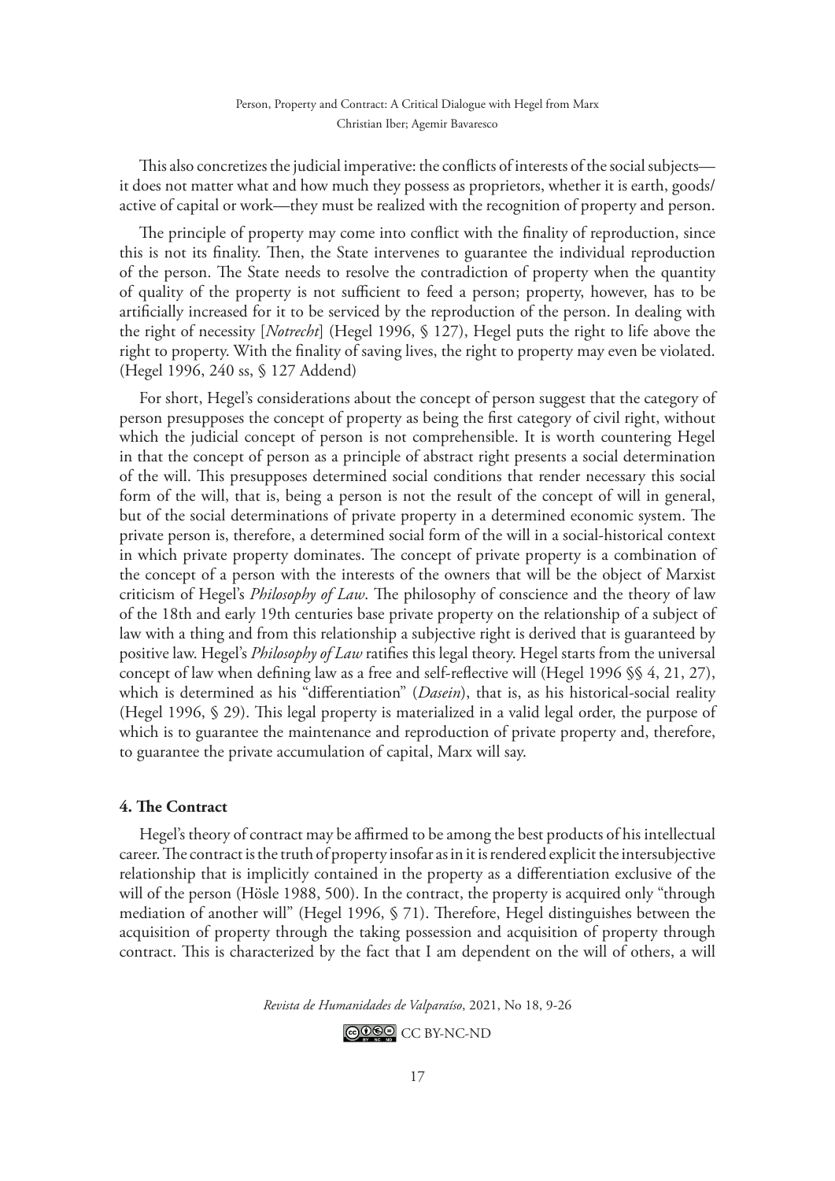This also concretizes the judicial imperative: the conflicts of interests of the social subjects—it does not matter what and how much they possess as proprietors, whether it is earth, goods/active of capital or work—they must be realized with the recognition of property and person.

The principle of property may come into conflict with the finality of reproduction, since this is not its finality. Then, the State intervenes to guarantee the individual reproduction of the person. The State needs to resolve the contradiction of property when the quantity of quality of the property is not sufficient to feed a person; property, however, has to be artificially increased for it to be serviced by the reproduction of the person. In dealing with the right of necessity [*Notrecht*] (Hegel 1996, § 127), Hegel puts the right to life above the right to property. With the finality of saving lives, the right to property may even be violated. (Hegel 1996, 240 ss, § 127 Addend)

For short, Hegel's considerations about the concept of person suggest that the category of person presupposes the concept of property as being the first category of civil right, without which the judicial concept of person is not comprehensible. It is worth countering Hegel in that the concept of person as a principle of abstract right presents a social determination of the will. This presupposes determined social conditions that render necessary this social form of the will, that is, being a person is not the result of the concept of will in general, but of the social determinations of private property in a determined economic system. The private person is, therefore, a determined social form of the will in a social-historical context in which private property dominates. The concept of private property is a combination of the concept of a person with the interests of the owners that will be the object of Marxist criticism of Hegel's *Philosophy of Law*. The philosophy of conscience and the theory of law of the 18th and early 19th centuries base private property on the relationship of a subject of law with a thing and from this relationship a subjective right is derived that is guaranteed by positive law. Hegel's *Philosophy of Law* ratifies this legal theory. Hegel starts from the universal concept of law when defining law as a free and self-reflective will (Hegel 1996 §§ 4, 21, 27), which is determined as his "differentiation" (*Dasein*), that is, as his historical-social reality (Hegel 1996, § 29). This legal property is materialized in a valid legal order, the purpose of which is to guarantee the maintenance and reproduction of private property and, therefore, to guarantee the private accumulation of capital, Marx will say.

## 4. The Contract

Hegel's theory of contract may be affirmed to be among the best products of his intellectual career. The contract is the truth of property insofar as in it is rendered explicit the intersubjective relationship that is implicitly contained in the property as a differentiation exclusive of the will of the person (Hösle 1988, 500). In the contract, the property is acquired only "through mediation of another will" (Hegel 1996, § 71). Therefore, Hegel distinguishes between the acquisition of property through the taking possession and acquisition of property through contract. This is characterized by the fact that I am dependent on the will of others, a will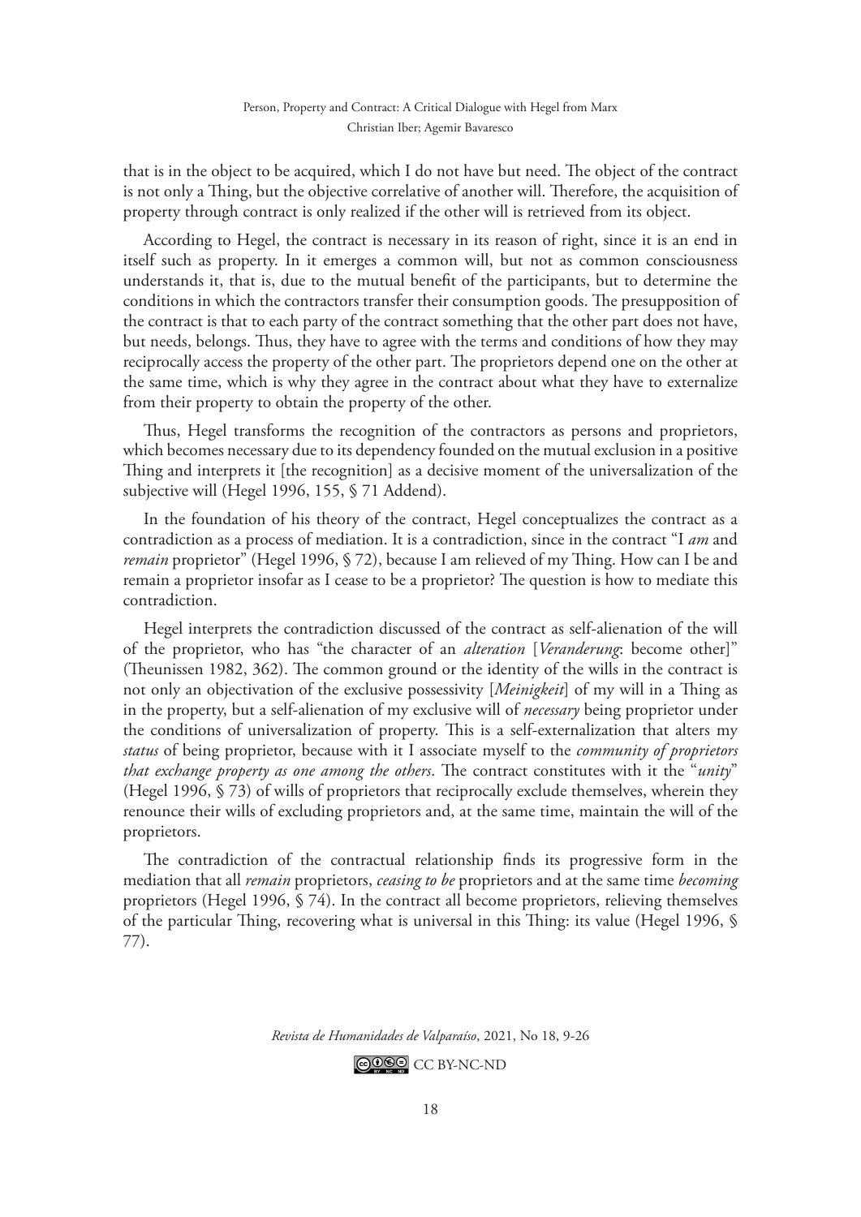that is in the object to be acquired, which I do not have but need. The object of the contract is not only a Thing, but the objective correlative of another will. Therefore, the acquisition of property through contract is only realized if the other will is retrieved from its object.

According to Hegel, the contract is necessary in its reason of right, since it is an end in itself such as property. In it emerges a common will, but not as common consciousness understands it, that is, due to the mutual benefit of the participants, but to determine the conditions in which the contractors transfer their consumption goods. The presupposition of the contract is that to each party of the contract something that the other part does not have, but needs, belongs. Thus, they have to agree with the terms and conditions of how they may reciprocally access the property of the other part. The proprietors depend one on the other at the same time, which is why they agree in the contract about what they have to externalize from their property to obtain the property of the other.

Thus, Hegel transforms the recognition of the contractors as persons and proprietors, which becomes necessary due to its dependency founded on the mutual exclusion in a positive Thing and interprets it [the recognition] as a decisive moment of the universalization of the subjective will (Hegel 1996, 155, § 71 Addend).

In the foundation of his theory of the contract, Hegel conceptualizes the contract as a contradiction as a process of mediation. It is a contradiction, since in the contract "I *am* and *remain* proprietor" (Hegel 1996, § 72), because I am relieved of my Thing. How can I be and remain a proprietor insofar as I cease to be a proprietor? The question is how to mediate this contradiction.

Hegel interprets the contradiction discussed of the contract as self-alienation of the will of the proprietor, who has "the character of an *alteration* [*Veranderung*: become other]" (Theunissen 1982, 362). The common ground or the identity of the wills in the contract is not only an objectivation of the exclusive possessivity [*Meinigkeit*] of my will in a Thing as in the property, but a self-alienation of my exclusive will of *necessary* being proprietor under the conditions of universalization of property. This is a self-externalization that alters my *status* of being proprietor, because with it I associate myself to the *community of proprietors that exchange property as one among the others*. The contract constitutes with it the "*unity*" (Hegel 1996, § 73) of wills of proprietors that reciprocally exclude themselves, wherein they renounce their wills of excluding proprietors and, at the same time, maintain the will of the proprietors.

The contradiction of the contractual relationship finds its progressive form in the mediation that all *remain* proprietors, *ceasing to be* proprietors and at the same time *becoming* proprietors (Hegel 1996, § 74). In the contract all become proprietors, relieving themselves of the particular Thing, recovering what is universal in this Thing: its value (Hegel 1996, § 77).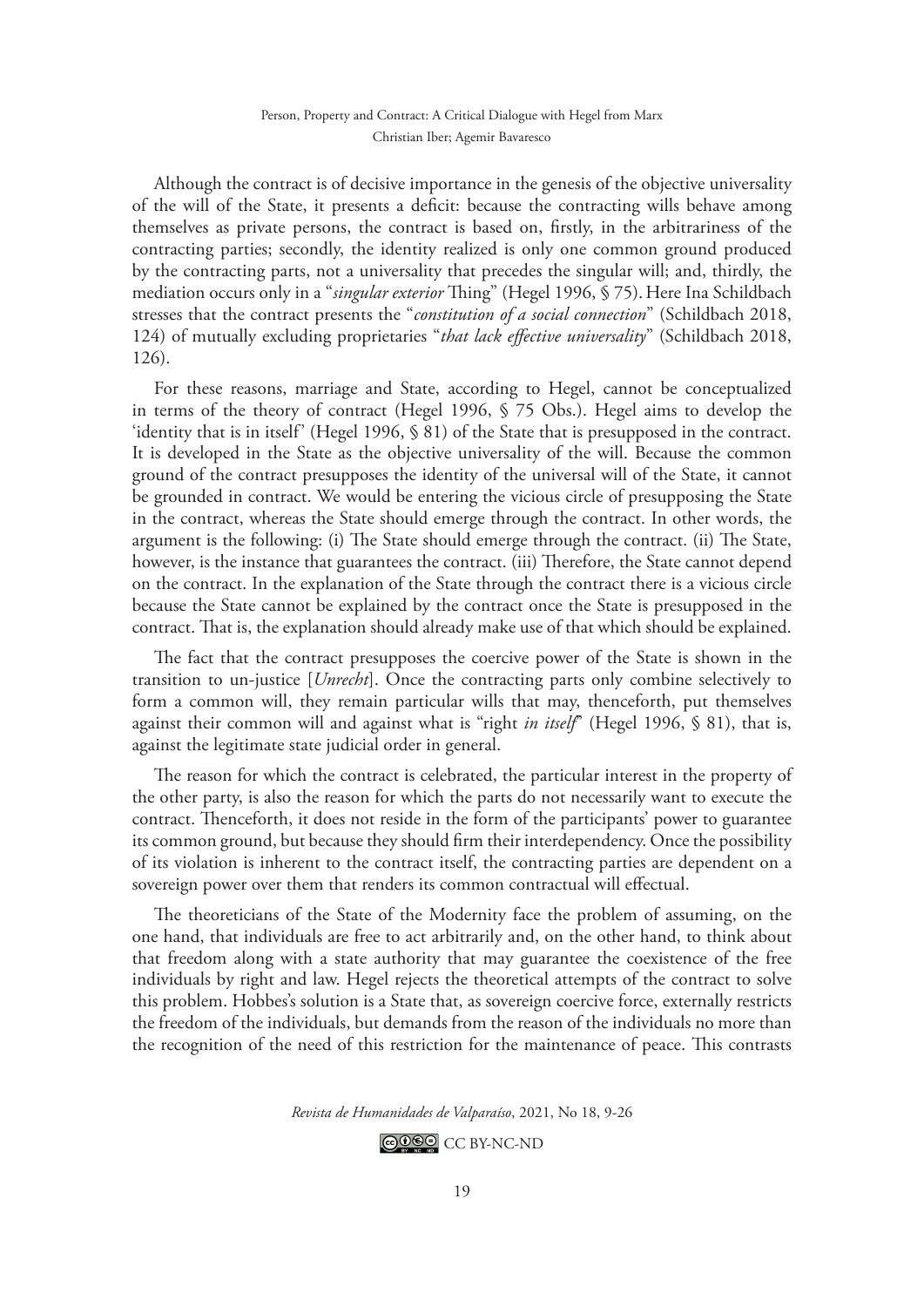Although the contract is of decisive importance in the genesis of the objective universality of the will of the State, it presents a deficit: because the contracting wills behave among themselves as private persons, the contract is based on, firstly, in the arbitrariness of the contracting parties; secondly, the identity realized is only one common ground produced by the contracting parts, not a universality that precedes the singular will; and, thirdly, the mediation occurs only in a "*singular exterior* Thing" (Hegel 1996, § 75). Here Ina Schildbach stresses that the contract presents the "*constitution of a social connection*" (Schildbach 2018, 124) of mutually excluding proprietaries "*that lack effective universality*" (Schildbach 2018, 126).

For these reasons, marriage and State, according to Hegel, cannot be conceptualized in terms of the theory of contract (Hegel 1996, § 75 Obs.). Hegel aims to develop the 'identity that is in itself' (Hegel 1996, § 81) of the State that is presupposed in the contract. It is developed in the State as the objective universality of the will. Because the common ground of the contract presupposes the identity of the universal will of the State, it cannot be grounded in contract. We would be entering the vicious circle of presupposing the State in the contract, whereas the State should emerge through the contract. In other words, the argument is the following: (i) The State should emerge through the contract. (ii) The State, however, is the instance that guarantees the contract. (iii) Therefore, the State cannot depend on the contract. In the explanation of the State through the contract there is a vicious circle because the State cannot be explained by the contract once the State is presupposed in the contract. That is, the explanation should already make use of that which should be explained.

The fact that the contract presupposes the coercive power of the State is shown in the transition to un-justice [*Unrecht*]. Once the contracting parts only combine selectively to form a common will, they remain particular wills that may, thenceforth, put themselves against their common will and against what is "right *in itself*" (Hegel 1996, § 81), that is, against the legitimate state judicial order in general.

The reason for which the contract is celebrated, the particular interest in the property of the other party, is also the reason for which the parts do not necessarily want to execute the contract. Thenceforth, it does not reside in the form of the participants' power to guarantee its common ground, but because they should firm their interdependency. Once the possibility of its violation is inherent to the contract itself, the contracting parties are dependent on a sovereign power over them that renders its common contractual will effectual.

The theoreticians of the State of the Modernity face the problem of assuming, on the one hand, that individuals are free to act arbitrarily and, on the other hand, to think about that freedom along with a state authority that may guarantee the coexistence of the free individuals by right and law. Hegel rejects the theoretical attempts of the contract to solve this problem. Hobbes's solution is a State that, as sovereign coercive force, externally restricts the freedom of the individuals, but demands from the reason of the individuals no more than the recognition of the need of this restriction for the maintenance of peace. This contrasts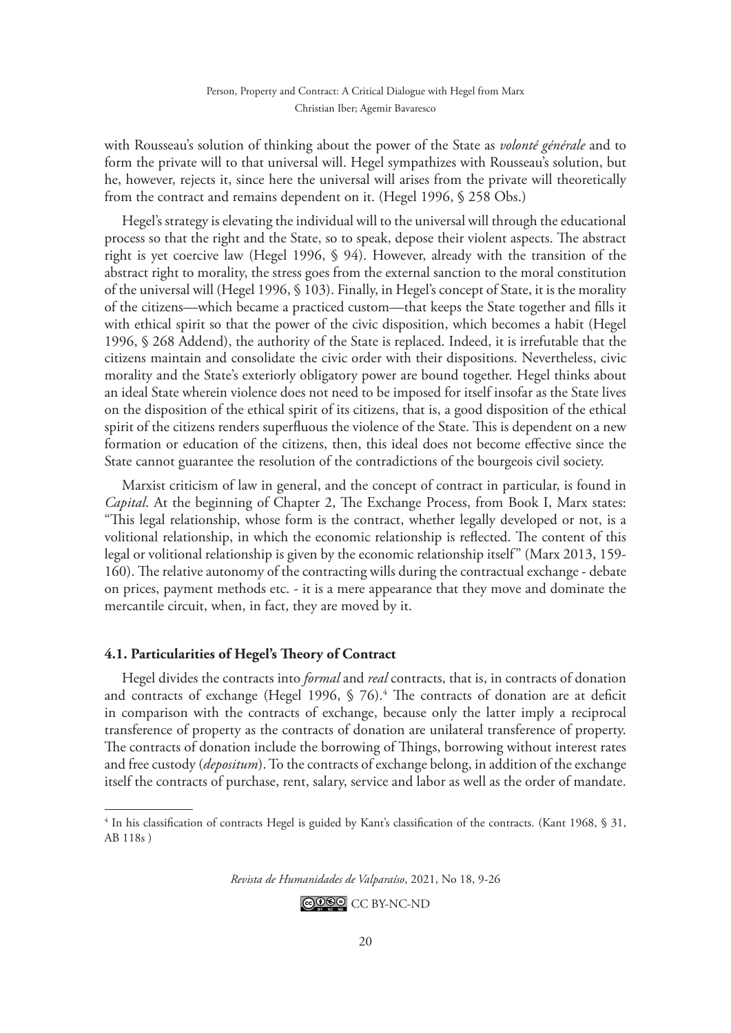with Rousseau's solution of thinking about the power of the State as *volonté générale* and to form the private will to that universal will. Hegel sympathizes with Rousseau's solution, but he, however, rejects it, since here the universal will arises from the private will theoretically from the contract and remains dependent on it. (Hegel 1996, § 258 Obs.)

Hegel's strategy is elevating the individual will to the universal will through the educational process so that the right and the State, so to speak, depose their violent aspects. The abstract right is yet coercive law (Hegel 1996, § 94). However, already with the transition of the abstract right to morality, the stress goes from the external sanction to the moral constitution of the universal will (Hegel 1996, § 103). Finally, in Hegel's concept of State, it is the morality of the citizens—which became a practiced custom—that keeps the State together and fills it with ethical spirit so that the power of the civic disposition, which becomes a habit (Hegel 1996, § 268 Addend), the authority of the State is replaced. Indeed, it is irrefutable that the citizens maintain and consolidate the civic order with their dispositions. Nevertheless, civic morality and the State's exteriorly obligatory power are bound together. Hegel thinks about an ideal State wherein violence does not need to be imposed for itself insofar as the State lives on the disposition of the ethical spirit of its citizens, that is, a good disposition of the ethical spirit of the citizens renders superfluous the violence of the State. This is dependent on a new formation or education of the citizens, then, this ideal does not become effective since the State cannot guarantee the resolution of the contradictions of the bourgeois civil society.

Marxist criticism of law in general, and the concept of contract in particular, is found in *Capital*. At the beginning of Chapter 2, The Exchange Process, from Book I, Marx states: "This legal relationship, whose form is the contract, whether legally developed or not, is a volitional relationship, in which the economic relationship is reflected. The content of this legal or volitional relationship is given by the economic relationship itself" (Marx 2013, 159-160). The relative autonomy of the contracting wills during the contractual exchange - debate on prices, payment methods etc. - it is a mere appearance that they move and dominate the mercantile circuit, when, in fact, they are moved by it.

### 4.1. Particularities of Hegel's Theory of Contract

Hegel divides the contracts into *formal* and *real* contracts, that is, in contracts of donation and contracts of exchange (Hegel 1996, § 76).[4] The contracts of donation are at deficit in comparison with the contracts of exchange, because only the latter imply a reciprocal transference of property as the contracts of donation are unilateral transference of property. The contracts of donation include the borrowing of Things, borrowing without interest rates and free custody (*depositum*). To the contracts of exchange belong, in addition of the exchange itself the contracts of purchase, rent, salary, service and labor as well as the order of mandate.

[4] In his classification of contracts Hegel is guided by Kant's classification of the contracts. (Kant 1968, § 31, AB 118s )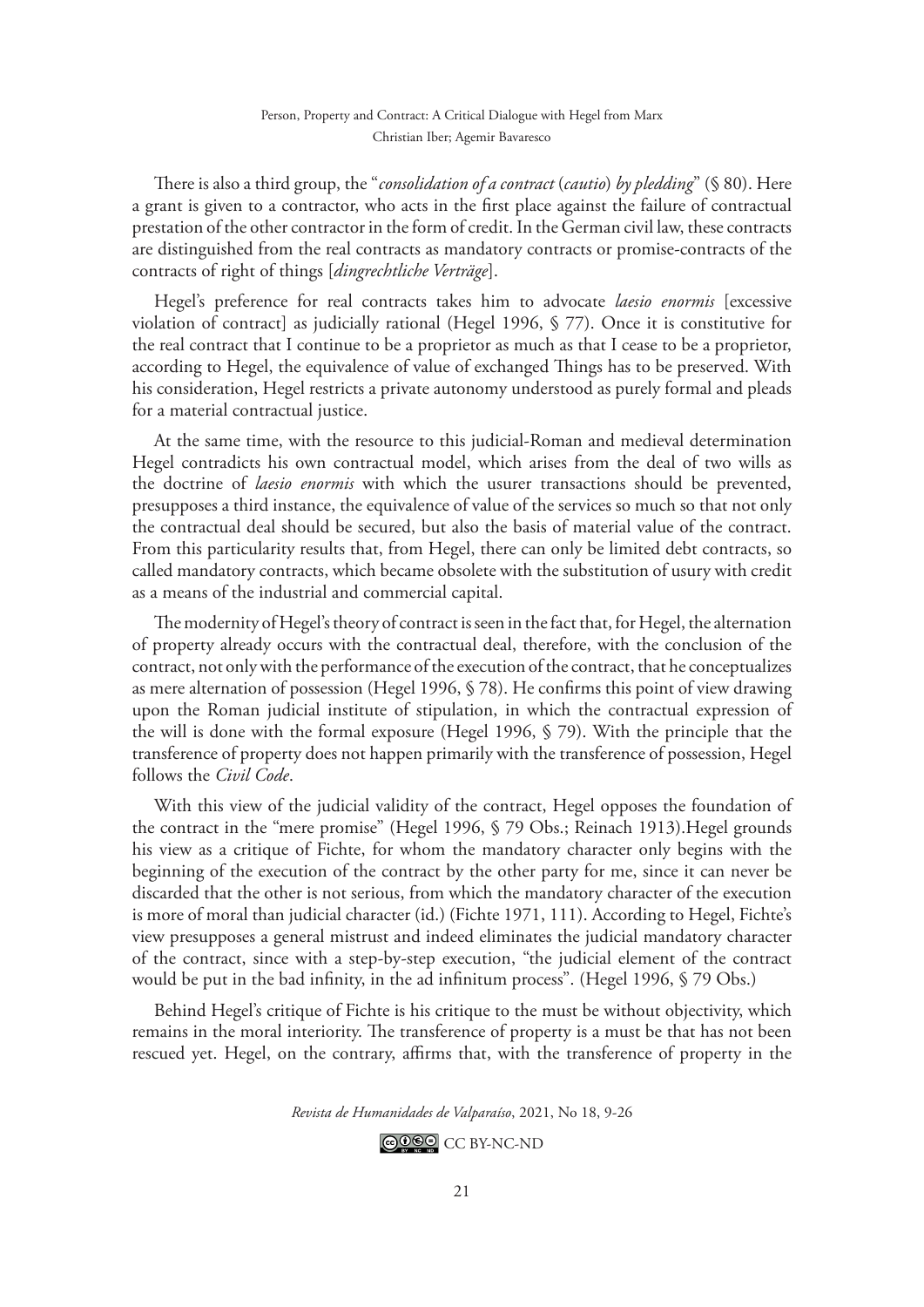There is also a third group, the "*consolidation of a contract* (*cautio*) *by pledding*" (§ 80). Here a grant is given to a contractor, who acts in the first place against the failure of contractual prestation of the other contractor in the form of credit. In the German civil law, these contracts are distinguished from the real contracts as mandatory contracts or promise-contracts of the contracts of right of things [*dingrechtliche Verträge*].

Hegel's preference for real contracts takes him to advocate *laesio enormis* [excessive violation of contract] as judicially rational (Hegel 1996, § 77). Once it is constitutive for the real contract that I continue to be a proprietor as much as that I cease to be a proprietor, according to Hegel, the equivalence of value of exchanged Things has to be preserved. With his consideration, Hegel restricts a private autonomy understood as purely formal and pleads for a material contractual justice.

At the same time, with the resource to this judicial-Roman and medieval determination Hegel contradicts his own contractual model, which arises from the deal of two wills as the doctrine of *laesio enormis* with which the usurer transactions should be prevented, presupposes a third instance, the equivalence of value of the services so much so that not only the contractual deal should be secured, but also the basis of material value of the contract. From this particularity results that, from Hegel, there can only be limited debt contracts, so called mandatory contracts, which became obsolete with the substitution of usury with credit as a means of the industrial and commercial capital.

The modernity of Hegel's theory of contract is seen in the fact that, for Hegel, the alternation of property already occurs with the contractual deal, therefore, with the conclusion of the contract, not only with the performance of the execution of the contract, that he conceptualizes as mere alternation of possession (Hegel 1996, § 78). He confirms this point of view drawing upon the Roman judicial institute of stipulation, in which the contractual expression of the will is done with the formal exposure (Hegel 1996, § 79). With the principle that the transference of property does not happen primarily with the transference of possession, Hegel follows the *Civil Code*.

With this view of the judicial validity of the contract, Hegel opposes the foundation of the contract in the "mere promise" (Hegel 1996, § 79 Obs.; Reinach 1913).Hegel grounds his view as a critique of Fichte, for whom the mandatory character only begins with the beginning of the execution of the contract by the other party for me, since it can never be discarded that the other is not serious, from which the mandatory character of the execution is more of moral than judicial character (id.) (Fichte 1971, 111). According to Hegel, Fichte's view presupposes a general mistrust and indeed eliminates the judicial mandatory character of the contract, since with a step-by-step execution, "the judicial element of the contract would be put in the bad infinity, in the ad infinitum process". (Hegel 1996, § 79 Obs.)

Behind Hegel's critique of Fichte is his critique to the must be without objectivity, which remains in the moral interiority. The transference of property is a must be that has not been rescued yet. Hegel, on the contrary, affirms that, with the transference of property in the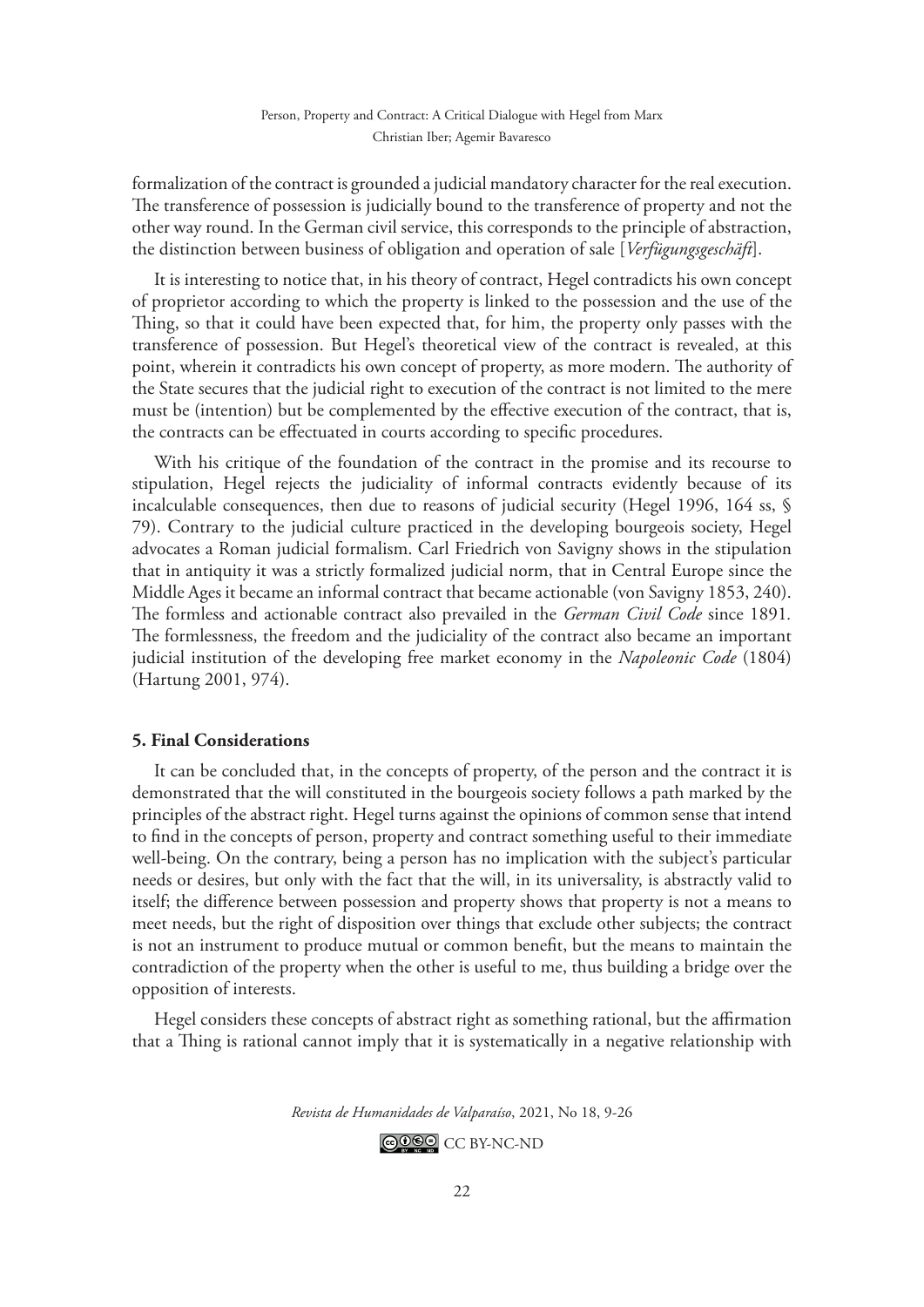formalization of the contract is grounded a judicial mandatory character for the real execution. The transference of possession is judicially bound to the transference of property and not the other way round. In the German civil service, this corresponds to the principle of abstraction, the distinction between business of obligation and operation of sale [*Verfügungsgeschäft*].

It is interesting to notice that, in his theory of contract, Hegel contradicts his own concept of proprietor according to which the property is linked to the possession and the use of the Thing, so that it could have been expected that, for him, the property only passes with the transference of possession. But Hegel's theoretical view of the contract is revealed, at this point, wherein it contradicts his own concept of property, as more modern. The authority of the State secures that the judicial right to execution of the contract is not limited to the mere must be (intention) but be complemented by the effective execution of the contract, that is, the contracts can be effectuated in courts according to specific procedures.

With his critique of the foundation of the contract in the promise and its recourse to stipulation, Hegel rejects the judiciality of informal contracts evidently because of its incalculable consequences, then due to reasons of judicial security (Hegel 1996, 164 ss, § 79). Contrary to the judicial culture practiced in the developing bourgeois society, Hegel advocates a Roman judicial formalism. Carl Friedrich von Savigny shows in the stipulation that in antiquity it was a strictly formalized judicial norm, that in Central Europe since the Middle Ages it became an informal contract that became actionable (von Savigny 1853, 240). The formless and actionable contract also prevailed in the *German Civil Code* since 1891. The formlessness, the freedom and the judiciality of the contract also became an important judicial institution of the developing free market economy in the *Napoleonic Code* (1804) (Hartung 2001, 974).

## 5. Final Considerations

It can be concluded that, in the concepts of property, of the person and the contract it is demonstrated that the will constituted in the bourgeois society follows a path marked by the principles of the abstract right. Hegel turns against the opinions of common sense that intend to find in the concepts of person, property and contract something useful to their immediate well-being. On the contrary, being a person has no implication with the subject's particular needs or desires, but only with the fact that the will, in its universality, is abstractly valid to itself; the difference between possession and property shows that property is not a means to meet needs, but the right of disposition over things that exclude other subjects; the contract is not an instrument to produce mutual or common benefit, but the means to maintain the contradiction of the property when the other is useful to me, thus building a bridge over the opposition of interests.

Hegel considers these concepts of abstract right as something rational, but the affirmation that a Thing is rational cannot imply that it is systematically in a negative relationship with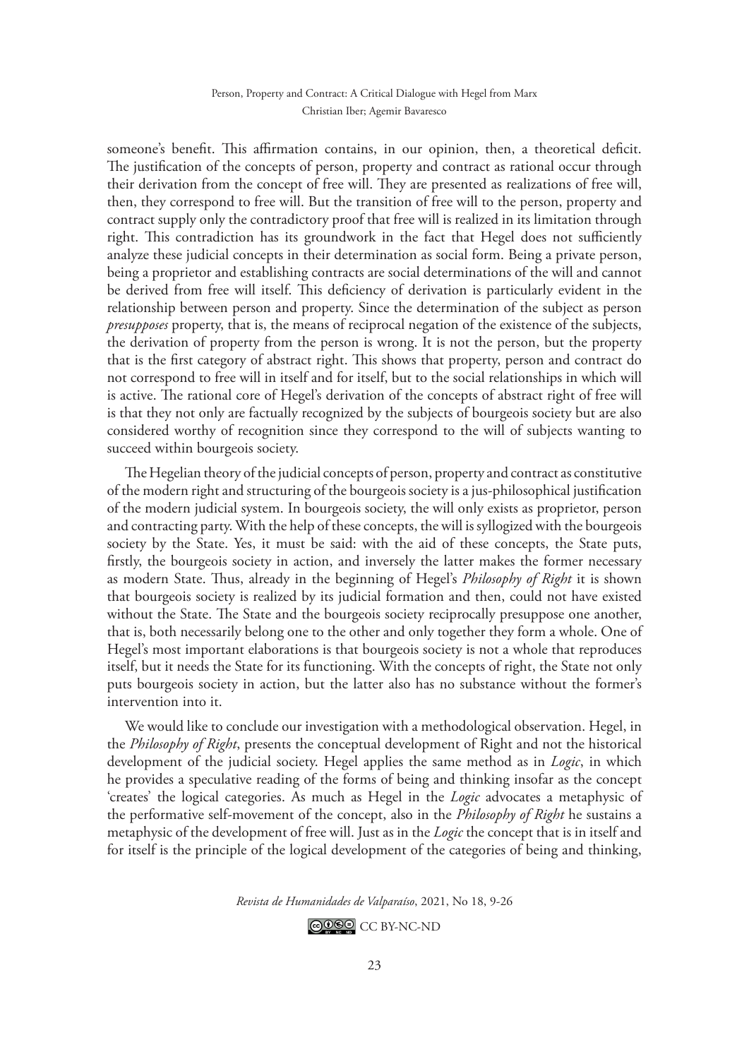someone's benefit. This affirmation contains, in our opinion, then, a theoretical deficit. The justification of the concepts of person, property and contract as rational occur through their derivation from the concept of free will. They are presented as realizations of free will, then, they correspond to free will. But the transition of free will to the person, property and contract supply only the contradictory proof that free will is realized in its limitation through right. This contradiction has its groundwork in the fact that Hegel does not sufficiently analyze these judicial concepts in their determination as social form. Being a private person, being a proprietor and establishing contracts are social determinations of the will and cannot be derived from free will itself. This deficiency of derivation is particularly evident in the relationship between person and property. Since the determination of the subject as person *presupposes* property, that is, the means of reciprocal negation of the existence of the subjects, the derivation of property from the person is wrong. It is not the person, but the property that is the first category of abstract right. This shows that property, person and contract do not correspond to free will in itself and for itself, but to the social relationships in which will is active. The rational core of Hegel's derivation of the concepts of abstract right of free will is that they not only are factually recognized by the subjects of bourgeois society but are also considered worthy of recognition since they correspond to the will of subjects wanting to succeed within bourgeois society.

The Hegelian theory of the judicial concepts of person, property and contract as constitutive of the modern right and structuring of the bourgeois society is a jus-philosophical justification of the modern judicial system. In bourgeois society, the will only exists as proprietor, person and contracting party. With the help of these concepts, the will is syllogized with the bourgeois society by the State. Yes, it must be said: with the aid of these concepts, the State puts, firstly, the bourgeois society in action, and inversely the latter makes the former necessary as modern State. Thus, already in the beginning of Hegel's *Philosophy of Right* it is shown that bourgeois society is realized by its judicial formation and then, could not have existed without the State. The State and the bourgeois society reciprocally presuppose one another, that is, both necessarily belong one to the other and only together they form a whole. One of Hegel's most important elaborations is that bourgeois society is not a whole that reproduces itself, but it needs the State for its functioning. With the concepts of right, the State not only puts bourgeois society in action, but the latter also has no substance without the former's intervention into it.

We would like to conclude our investigation with a methodological observation. Hegel, in the *Philosophy of Right*, presents the conceptual development of Right and not the historical development of the judicial society. Hegel applies the same method as in *Logic*, in which he provides a speculative reading of the forms of being and thinking insofar as the concept 'creates' the logical categories. As much as Hegel in the *Logic* advocates a metaphysic of the performative self-movement of the concept, also in the *Philosophy of Right* he sustains a metaphysic of the development of free will. Just as in the *Logic* the concept that is in itself and for itself is the principle of the logical development of the categories of being and thinking,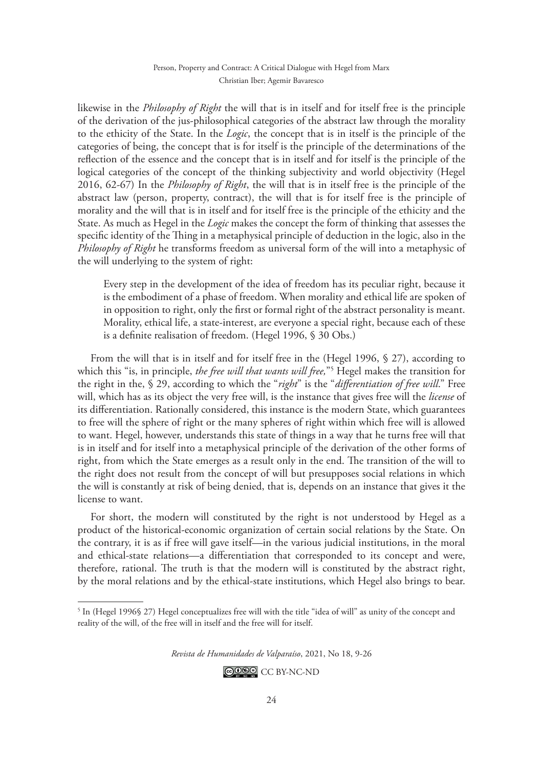likewise in the *Philosophy of Right* the will that is in itself and for itself free is the principle of the derivation of the jus-philosophical categories of the abstract law through the morality to the ethicity of the State. In the *Logic*, the concept that is in itself is the principle of the categories of being, the concept that is for itself is the principle of the determinations of the reflection of the essence and the concept that is in itself and for itself is the principle of the logical categories of the concept of the thinking subjectivity and world objectivity (Hegel 2016, 62-67) In the *Philosophy of Right*, the will that is in itself free is the principle of the abstract law (person, property, contract), the will that is for itself free is the principle of morality and the will that is in itself and for itself free is the principle of the ethicity and the State. As much as Hegel in the *Logic* makes the concept the form of thinking that assesses the specific identity of the Thing in a metaphysical principle of deduction in the logic, also in the *Philosophy of Right* he transforms freedom as universal form of the will into a metaphysic of the will underlying to the system of right:

> Every step in the development of the idea of freedom has its peculiar right, because it is the embodiment of a phase of freedom. When morality and ethical life are spoken of in opposition to right, only the first or formal right of the abstract personality is meant. Morality, ethical life, a state-interest, are everyone a special right, because each of these is a definite realisation of freedom. (Hegel 1996, § 30 Obs.)

From the will that is in itself and for itself free in the (Hegel 1996, § 27), according to which this "is, in principle, *the free will that wants will free,*"[5] Hegel makes the transition for the right in the, § 29, according to which the "*right*" is the "*differentiation of free will*." Free will, which has as its object the very free will, is the instance that gives free will the *license* of its differentiation. Rationally considered, this instance is the modern State, which guarantees to free will the sphere of right or the many spheres of right within which free will is allowed to want. Hegel, however, understands this state of things in a way that he turns free will that is in itself and for itself into a metaphysical principle of the derivation of the other forms of right, from which the State emerges as a result only in the end. The transition of the will to the right does not result from the concept of will but presupposes social relations in which the will is constantly at risk of being denied, that is, depends on an instance that gives it the license to want.

For short, the modern will constituted by the right is not understood by Hegel as a product of the historical-economic organization of certain social relations by the State. On the contrary, it is as if free will gave itself—in the various judicial institutions, in the moral and ethical-state relations—a differentiation that corresponded to its concept and were, therefore, rational. The truth is that the modern will is constituted by the abstract right, by the moral relations and by the ethical-state institutions, which Hegel also brings to bear.

[5] In (Hegel 1996§ 27) Hegel conceptualizes free will with the title "idea of will" as unity of the concept and reality of the will, of the free will in itself and the free will for itself.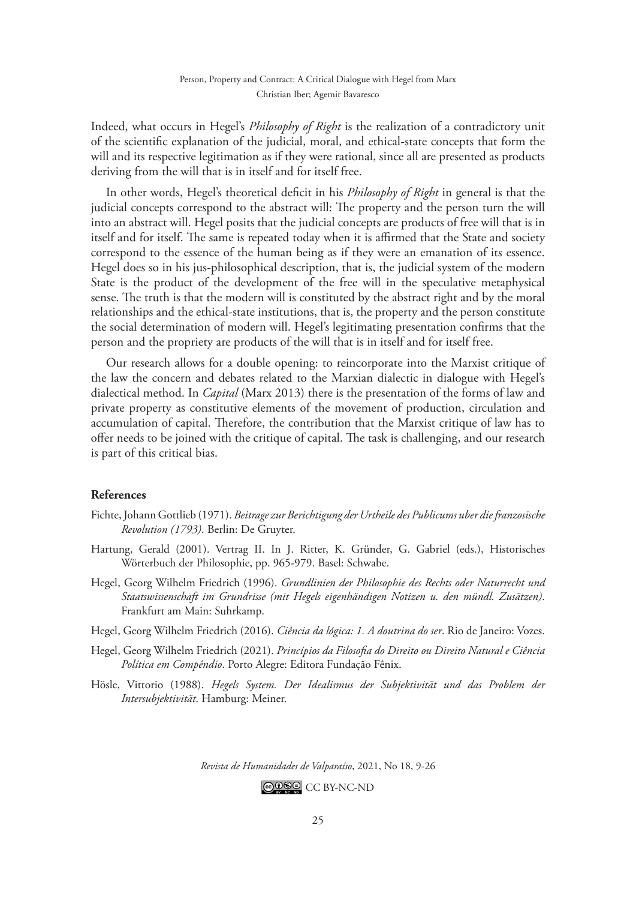Indeed, what occurs in Hegel's *Philosophy of Right* is the realization of a contradictory unit of the scientific explanation of the judicial, moral, and ethical-state concepts that form the will and its respective legitimation as if they were rational, since all are presented as products deriving from the will that is in itself and for itself free.

In other words, Hegel's theoretical deficit in his *Philosophy of Right* in general is that the judicial concepts correspond to the abstract will: The property and the person turn the will into an abstract will. Hegel posits that the judicial concepts are products of free will that is in itself and for itself. The same is repeated today when it is affirmed that the State and society correspond to the essence of the human being as if they were an emanation of its essence. Hegel does so in his jus-philosophical description, that is, the judicial system of the modern State is the product of the development of the free will in the speculative metaphysical sense. The truth is that the modern will is constituted by the abstract right and by the moral relationships and the ethical-state institutions, that is, the property and the person constitute the social determination of modern will. Hegel's legitimating presentation confirms that the person and the propriety are products of the will that is in itself and for itself free.

Our research allows for a double opening: to reincorporate into the Marxist critique of the law the concern and debates related to the Marxian dialectic in dialogue with Hegel's dialectical method. In *Capital* (Marx 2013) there is the presentation of the forms of law and private property as constitutive elements of the movement of production, circulation and accumulation of capital. Therefore, the contribution that the Marxist critique of law has to offer needs to be joined with the critique of capital. The task is challenging, and our research is part of this critical bias.

### References

Fichte, Johann Gottlieb (1971). *Beitrage zur Berichtigung der Urtheile des Publicums uber die franzosische Revolution (1793)*. Berlin: De Gruyter.

Hartung, Gerald (2001). Vertrag II. In J. Ritter, K. Gründer, G. Gabriel (eds.), Historisches Wörterbuch der Philosophie, pp. 965-979. Basel: Schwabe.

Hegel, Georg Wilhelm Friedrich (1996). *Grundlinien der Philosophie des Rechts oder Naturrecht und Staatswissenschaft im Grundrisse (mit Hegels eigenhändigen Notizen u. den mündl. Zusätzen)*. Frankfurt am Main: Suhrkamp.

Hegel, Georg Wilhelm Friedrich (2016). *Ciência da lógica: 1. A doutrina do ser*. Rio de Janeiro: Vozes.

Hegel, Georg Wilhelm Friedrich (2021). *Princípios da Filosofia do Direito ou Direito Natural e Ciência Política em Compêndio*. Porto Alegre: Editora Fundação Fênix.

Hösle, Vittorio (1988). *Hegels System. Der Idealismus der Subjektivität und das Problem der Intersubjektivität*. Hamburg: Meiner.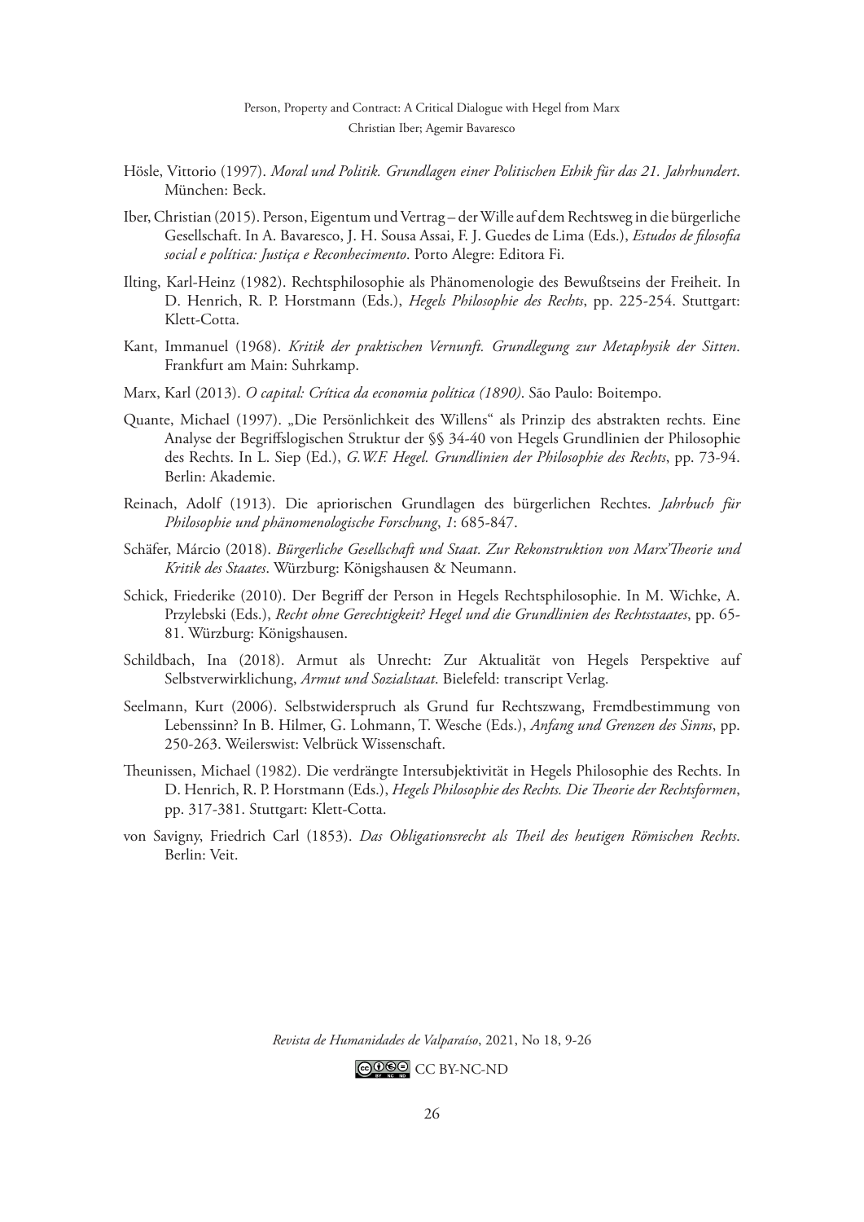Hösle, Vittorio (1997). *Moral und Politik. Grundlagen einer Politischen Ethik für das 21. Jahrhundert*. München: Beck.

Iber, Christian (2015). Person, Eigentum und Vertrag – der Wille auf dem Rechtsweg in die bürgerliche Gesellschaft. In A. Bavaresco, J. H. Sousa Assai, F. J. Guedes de Lima (Eds.), *Estudos de filosofia social e política: Justiça e Reconhecimento*. Porto Alegre: Editora Fi.

Ilting, Karl-Heinz (1982). Rechtsphilosophie als Phänomenologie des Bewußtseins der Freiheit. In D. Henrich, R. P. Horstmann (Eds.), *Hegels Philosophie des Rechts*, pp. 225-254. Stuttgart: Klett-Cotta.

Kant, Immanuel (1968). *Kritik der praktischen Vernunft. Grundlegung zur Metaphysik der Sitten*. Frankfurt am Main: Suhrkamp.

Marx, Karl (2013). *O capital: Crítica da economia política (1890)*. São Paulo: Boitempo.

Quante, Michael (1997). „Die Persönlichkeit des Willens" als Prinzip des abstrakten rechts. Eine Analyse der Begriffslogischen Struktur der §§ 34-40 von Hegels Grundlinien der Philosophie des Rechts. In L. Siep (Ed.), *G.W.F. Hegel. Grundlinien der Philosophie des Rechts*, pp. 73-94. Berlin: Akademie.

Reinach, Adolf (1913). Die apriorischen Grundlagen des bürgerlichen Rechtes. *Jahrbuch für Philosophie und phänomenologische Forschung*, *1*: 685-847.

Schäfer, Márcio (2018). *Bürgerliche Gesellschaft und Staat. Zur Rekonstruktion von Marx'Theorie und Kritik des Staates*. Würzburg: Königshausen & Neumann.

Schick, Friederike (2010). Der Begriff der Person in Hegels Rechtsphilosophie. In M. Wichke, A. Przylebski (Eds.), *Recht ohne Gerechtigkeit? Hegel und die Grundlinien des Rechtsstaates*, pp. 65-81. Würzburg: Königshausen.

Schildbach, Ina (2018). Armut als Unrecht: Zur Aktualität von Hegels Perspektive auf Selbstverwirklichung, *Armut und Sozialstaat*. Bielefeld: transcript Verlag.

Seelmann, Kurt (2006). Selbstwiderspruch als Grund fur Rechtszwang, Fremdbestimmung von Lebenssinn? In B. Hilmer, G. Lohmann, T. Wesche (Eds.), *Anfang und Grenzen des Sinns*, pp. 250-263. Weilerswist: Velbrück Wissenschaft.

Theunissen, Michael (1982). Die verdrängte Intersubjektivität in Hegels Philosophie des Rechts. In D. Henrich, R. P. Horstmann (Eds.), *Hegels Philosophie des Rechts. Die Theorie der Rechtsformen*, pp. 317-381. Stuttgart: Klett-Cotta.

von Savigny, Friedrich Carl (1853). *Das Obligationsrecht als Theil des heutigen Römischen Rechts*. Berlin: Veit.